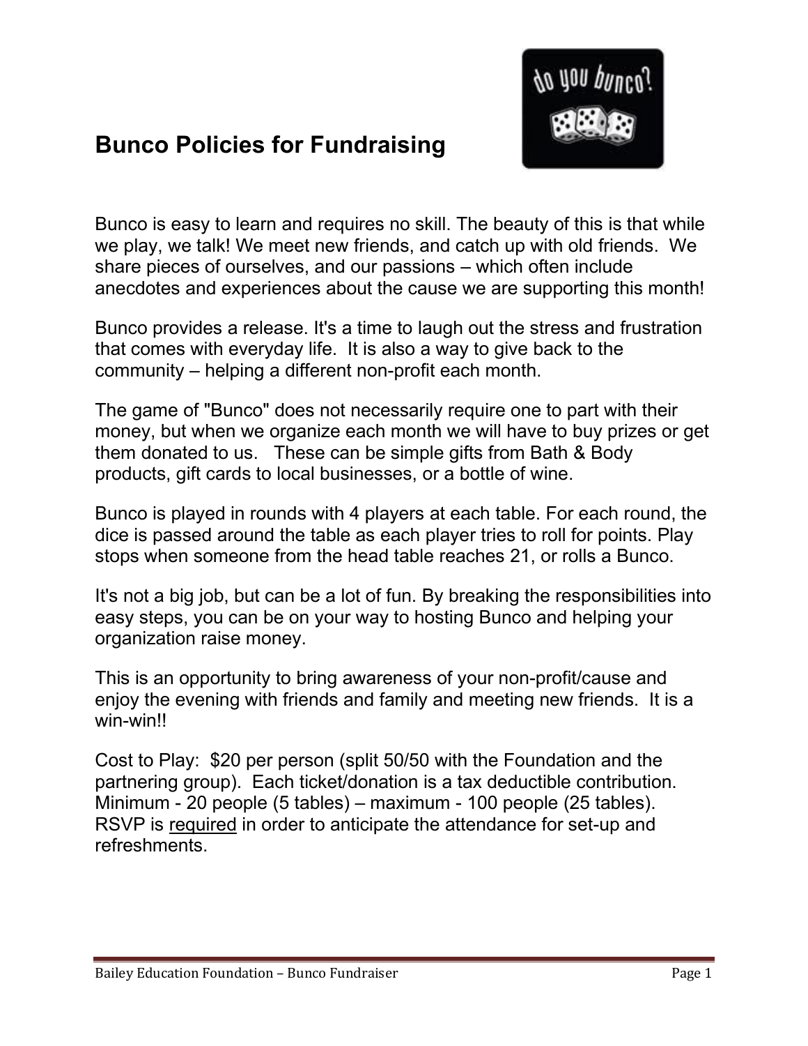# Bunco Policies for Fundraising

Bunco is easy to learn and requires no skill. The beauty of this is that while we play, we talk! We meet new friends, and catch up with old friends. We share pieces of ourselves, and our passions – which often include anecdotes and experiences about the cause we are supporting this month!

Bunco provides a release. It's a time to laugh out the stress and frustration that comes with everyday life. It is also a way to give back to the community – helping a different non-profit each month.

The game of "Bunco" does not necessarily require one to part with their money, but when we organize each month we will have to buy prizes or get them donated to us. These can be simple gifts from Bath & Body products, gift cards to local businesses, or a bottle of wine.

Bunco is played in rounds with 4 players at each table. For each round, the dice is passed around the table as each player tries to roll for points. Play stops when someone from the head table reaches 21, or rolls a Bunco.

It's not a big job, but can be a lot of fun. By breaking the responsibilities into easy steps, you can be on your way to hosting Bunco and helping your organization raise money.

This is an opportunity to bring awareness of your non-profit/cause and enjoy the evening with friends and family and meeting new friends. It is a win-win!!

Cost to Play: $20 per person (split 50/50 with the Foundation and the partnering group). Each ticket/donation is a tax deductible contribution. Minimum - 20 people (5 tables) – maximum - 100 people (25 tables). RSVP is <u>required</u> in order to anticipate the attendance for set-up and refreshments.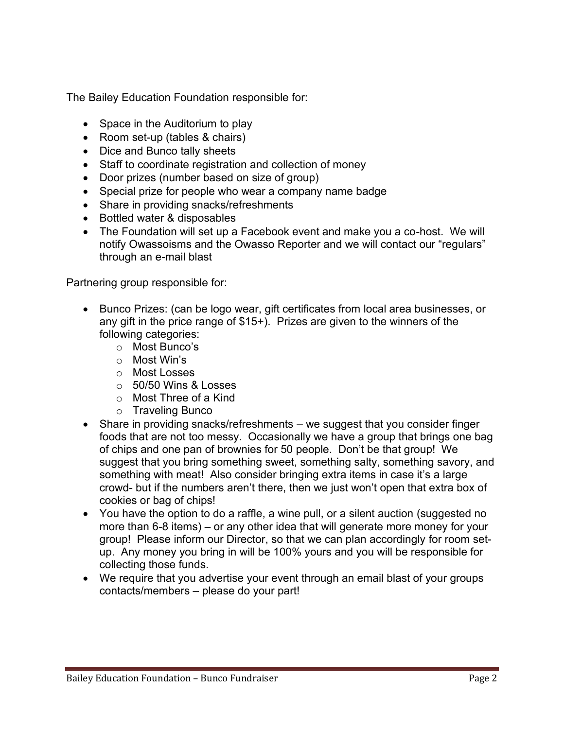The Bailey Education Foundation responsible for:

- Space in the Auditorium to play
- Room set-up (tables & chairs)
- Dice and Bunco tally sheets
- Staff to coordinate registration and collection of money
- Door prizes (number based on size of group)
- Special prize for people who wear a company name badge
- Share in providing snacks/refreshments
- Bottled water & disposables
- The Foundation will set up a Facebook event and make you a co-host. We will notify Owassoisms and the Owasso Reporter and we will contact our "regulars" through an e-mail blast

Partnering group responsible for:

- Bunco Prizes: (can be logo wear, gift certificates from local area businesses, or any gift in the price range of $15+). Prizes are given to the winners of the following categories:
  - Most Bunco's
  - Most Win's
  - Most Losses
  - 50/50 Wins & Losses
  - Most Three of a Kind
  - Traveling Bunco
- Share in providing snacks/refreshments – we suggest that you consider finger foods that are not too messy. Occasionally we have a group that brings one bag of chips and one pan of brownies for 50 people. Don't be that group! We suggest that you bring something sweet, something salty, something savory, and something with meat! Also consider bringing extra items in case it's a large crowd- but if the numbers aren't there, then we just won't open that extra box of cookies or bag of chips!
- You have the option to do a raffle, a wine pull, or a silent auction (suggested no more than 6-8 items) – or any other idea that will generate more money for your group! Please inform our Director, so that we can plan accordingly for room set-up. Any money you bring in will be 100% yours and you will be responsible for collecting those funds.
- We require that you advertise your event through an email blast of your groups contacts/members – please do your part!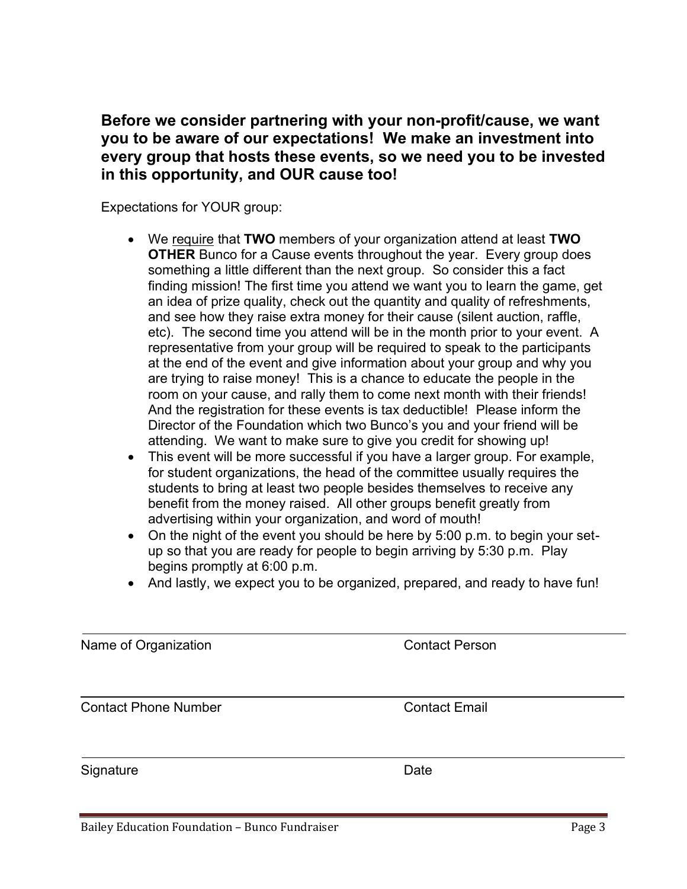**Before we consider partnering with your non-profit/cause, we want you to be aware of our expectations! We make an investment into every group that hosts these events, so we need you to be invested in this opportunity, and OUR cause too!**

Expectations for YOUR group:

- We <u>require</u> that **TWO** members of your organization attend at least **TWO OTHER** Bunco for a Cause events throughout the year. Every group does something a little different than the next group. So consider this a fact finding mission! The first time you attend we want you to learn the game, get an idea of prize quality, check out the quantity and quality of refreshments, and see how they raise extra money for their cause (silent auction, raffle, etc). The second time you attend will be in the month prior to your event. A representative from your group will be required to speak to the participants at the end of the event and give information about your group and why you are trying to raise money! This is a chance to educate the people in the room on your cause, and rally them to come next month with their friends! And the registration for these events is tax deductible! Please inform the Director of the Foundation which two Bunco's you and your friend will be attending. We want to make sure to give you credit for showing up!
- This event will be more successful if you have a larger group. For example, for student organizations, the head of the committee usually requires the students to bring at least two people besides themselves to receive any benefit from the money raised. All other groups benefit greatly from advertising within your organization, and word of mouth!
- On the night of the event you should be here by 5:00 p.m. to begin your set-up so that you are ready for people to begin arriving by 5:30 p.m. Play begins promptly at 6:00 p.m.
- And lastly, we expect you to be organized, prepared, and ready to have fun!

| | |
|---|---|
| Name of Organization | Contact Person |
| Contact Phone Number | Contact Email |
| Signature | Date |